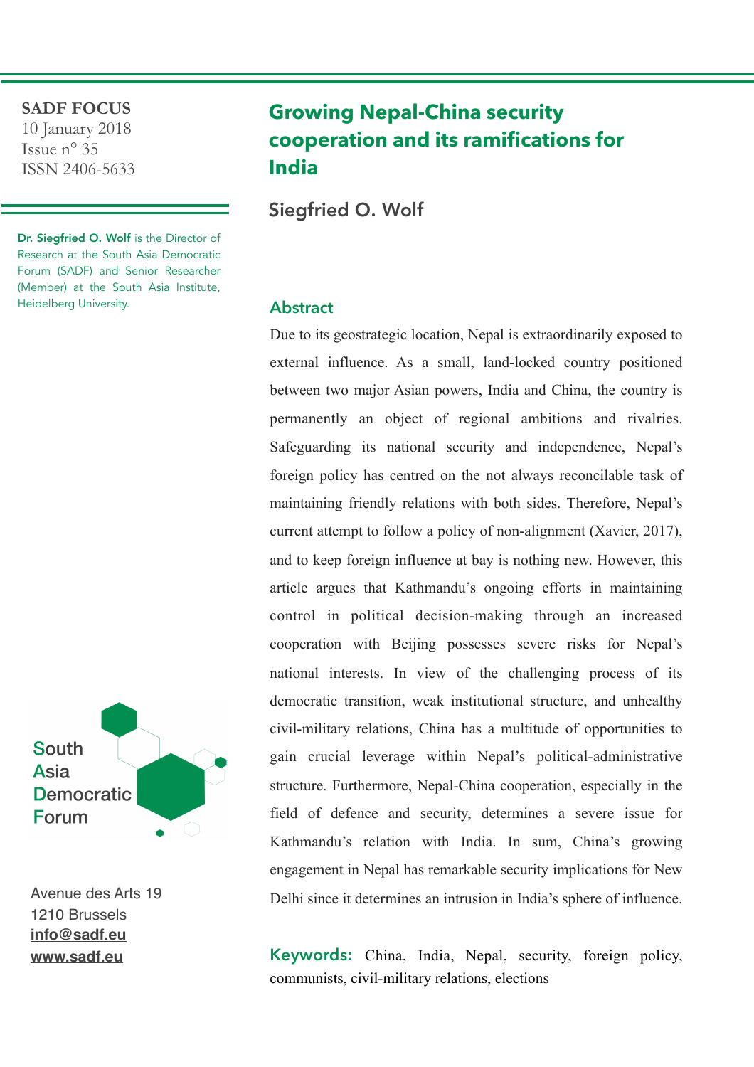**SADF FOCUS**
10 January 2018
Issue n° 35
ISSN 2406-5633

**Dr. Siegfried O. Wolf** is the Director of Research at the South Asia Democratic Forum (SADF) and Senior Researcher (Member) at the South Asia Institute, Heidelberg University.

# Growing Nepal-China security cooperation and its ramifications for India

## Siegfried O. Wolf

### Abstract

Due to its geostrategic location, Nepal is extraordinarily exposed to external influence. As a small, land-locked country positioned between two major Asian powers, India and China, the country is permanently an object of regional ambitions and rivalries. Safeguarding its national security and independence, Nepal's foreign policy has centred on the not always reconcilable task of maintaining friendly relations with both sides. Therefore, Nepal's current attempt to follow a policy of non-alignment (Xavier, 2017), and to keep foreign influence at bay is nothing new. However, this article argues that Kathmandu's ongoing efforts in maintaining control in political decision-making through an increased cooperation with Beijing possesses severe risks for Nepal's national interests. In view of the challenging process of its democratic transition, weak institutional structure, and unhealthy civil-military relations, China has a multitude of opportunities to gain crucial leverage within Nepal's political-administrative structure. Furthermore, Nepal-China cooperation, especially in the field of defence and security, determines a severe issue for Kathmandu's relation with India. In sum, China's growing engagement in Nepal has remarkable security implications for New Delhi since it determines an intrusion in India's sphere of influence.

**Keywords:** China, India, Nepal, security, foreign policy, communists, civil-military relations, elections

South Asia Democratic Forum

Avenue des Arts 19
1210 Brussels
info@sadf.eu
www.sadf.eu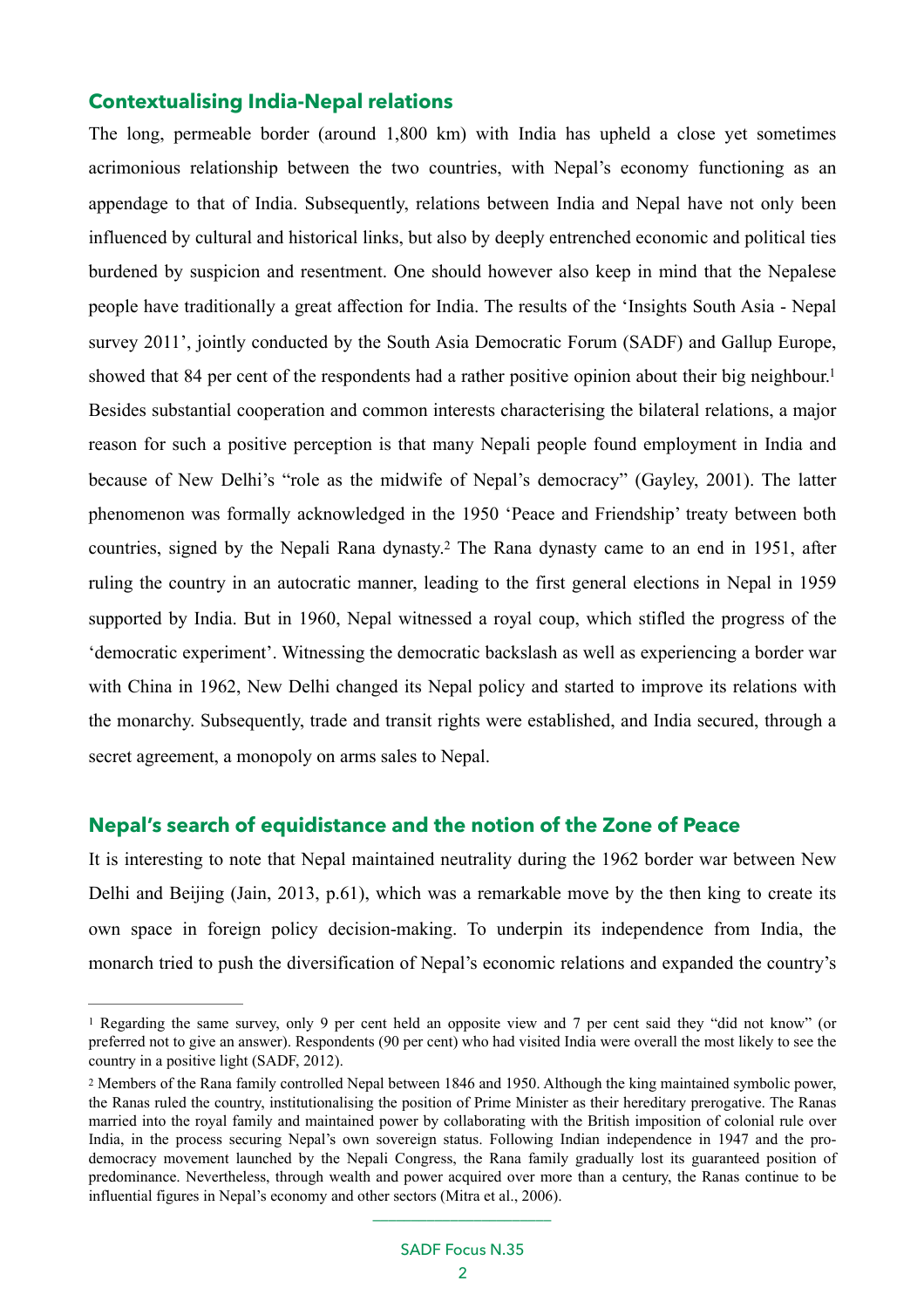## Contextualising India-Nepal relations

The long, permeable border (around 1,800 km) with India has upheld a close yet sometimes acrimonious relationship between the two countries, with Nepal's economy functioning as an appendage to that of India. Subsequently, relations between India and Nepal have not only been influenced by cultural and historical links, but also by deeply entrenched economic and political ties burdened by suspicion and resentment. One should however also keep in mind that the Nepalese people have traditionally a great affection for India. The results of the 'Insights South Asia - Nepal survey 2011', jointly conducted by the South Asia Democratic Forum (SADF) and Gallup Europe, showed that 84 per cent of the respondents had a rather positive opinion about their big neighbour.[1] Besides substantial cooperation and common interests characterising the bilateral relations, a major reason for such a positive perception is that many Nepali people found employment in India and because of New Delhi's "role as the midwife of Nepal's democracy" (Gayley, 2001). The latter phenomenon was formally acknowledged in the 1950 'Peace and Friendship' treaty between both countries, signed by the Nepali Rana dynasty.[2] The Rana dynasty came to an end in 1951, after ruling the country in an autocratic manner, leading to the first general elections in Nepal in 1959 supported by India. But in 1960, Nepal witnessed a royal coup, which stifled the progress of the 'democratic experiment'. Witnessing the democratic backslash as well as experiencing a border war with China in 1962, New Delhi changed its Nepal policy and started to improve its relations with the monarchy. Subsequently, trade and transit rights were established, and India secured, through a secret agreement, a monopoly on arms sales to Nepal.

## Nepal's search of equidistance and the notion of the Zone of Peace

It is interesting to note that Nepal maintained neutrality during the 1962 border war between New Delhi and Beijing (Jain, 2013, p.61), which was a remarkable move by the then king to create its own space in foreign policy decision-making. To underpin its independence from India, the monarch tried to push the diversification of Nepal's economic relations and expanded the country's

---

[1] Regarding the same survey, only 9 per cent held an opposite view and 7 per cent said they "did not know" (or preferred not to give an answer). Respondents (90 per cent) who had visited India were overall the most likely to see the country in a positive light (SADF, 2012).

[2] Members of the Rana family controlled Nepal between 1846 and 1950. Although the king maintained symbolic power, the Ranas ruled the country, institutionalising the position of Prime Minister as their hereditary prerogative. The Ranas married into the royal family and maintained power by collaborating with the British imposition of colonial rule over India, in the process securing Nepal's own sovereign status. Following Indian independence in 1947 and the pro-democracy movement launched by the Nepali Congress, the Rana family gradually lost its guaranteed position of predominance. Nevertheless, through wealth and power acquired over more than a century, the Ranas continue to be influential figures in Nepal's economy and other sectors (Mitra et al., 2006).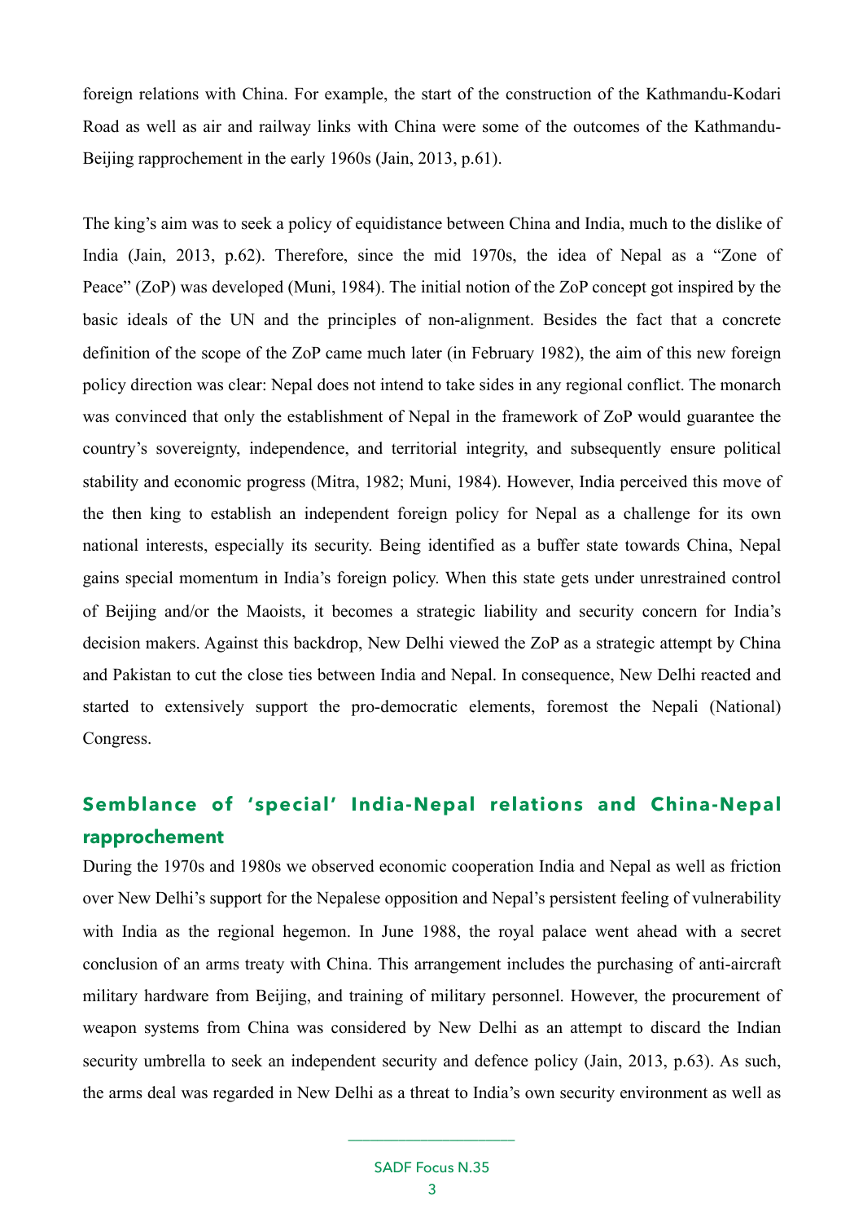foreign relations with China. For example, the start of the construction of the Kathmandu-Kodari Road as well as air and railway links with China were some of the outcomes of the Kathmandu-Beijing rapprochement in the early 1960s (Jain, 2013, p.61).

The king's aim was to seek a policy of equidistance between China and India, much to the dislike of India (Jain, 2013, p.62). Therefore, since the mid 1970s, the idea of Nepal as a "Zone of Peace" (ZoP) was developed (Muni, 1984). The initial notion of the ZoP concept got inspired by the basic ideals of the UN and the principles of non-alignment. Besides the fact that a concrete definition of the scope of the ZoP came much later (in February 1982), the aim of this new foreign policy direction was clear: Nepal does not intend to take sides in any regional conflict. The monarch was convinced that only the establishment of Nepal in the framework of ZoP would guarantee the country's sovereignty, independence, and territorial integrity, and subsequently ensure political stability and economic progress (Mitra, 1982; Muni, 1984). However, India perceived this move of the then king to establish an independent foreign policy for Nepal as a challenge for its own national interests, especially its security. Being identified as a buffer state towards China, Nepal gains special momentum in India's foreign policy. When this state gets under unrestrained control of Beijing and/or the Maoists, it becomes a strategic liability and security concern for India's decision makers. Against this backdrop, New Delhi viewed the ZoP as a strategic attempt by China and Pakistan to cut the close ties between India and Nepal. In consequence, New Delhi reacted and started to extensively support the pro-democratic elements, foremost the Nepali (National) Congress.

## Semblance of 'special' India-Nepal relations and China-Nepal rapprochement

During the 1970s and 1980s we observed economic cooperation India and Nepal as well as friction over New Delhi's support for the Nepalese opposition and Nepal's persistent feeling of vulnerability with India as the regional hegemon. In June 1988, the royal palace went ahead with a secret conclusion of an arms treaty with China. This arrangement includes the purchasing of anti-aircraft military hardware from Beijing, and training of military personnel. However, the procurement of weapon systems from China was considered by New Delhi as an attempt to discard the Indian security umbrella to seek an independent security and defence policy (Jain, 2013, p.63). As such, the arms deal was regarded in New Delhi as a threat to India's own security environment as well as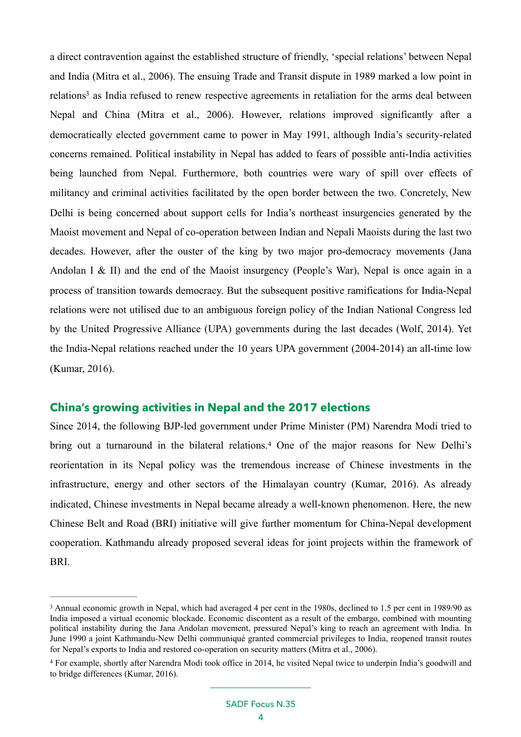a direct contravention against the established structure of friendly, 'special relations' between Nepal and India (Mitra et al., 2006). The ensuing Trade and Transit dispute in 1989 marked a low point in relations[3] as India refused to renew respective agreements in retaliation for the arms deal between Nepal and China (Mitra et al., 2006). However, relations improved significantly after a democratically elected government came to power in May 1991, although India's security-related concerns remained. Political instability in Nepal has added to fears of possible anti-India activities being launched from Nepal. Furthermore, both countries were wary of spill over effects of militancy and criminal activities facilitated by the open border between the two. Concretely, New Delhi is being concerned about support cells for India's northeast insurgencies generated by the Maoist movement and Nepal of co-operation between Indian and Nepali Maoists during the last two decades. However, after the ouster of the king by two major pro-democracy movements (Jana Andolan I & II) and the end of the Maoist insurgency (People's War), Nepal is once again in a process of transition towards democracy. But the subsequent positive ramifications for India-Nepal relations were not utilised due to an ambiguous foreign policy of the Indian National Congress led by the United Progressive Alliance (UPA) governments during the last decades (Wolf, 2014). Yet the India-Nepal relations reached under the 10 years UPA government (2004-2014) an all-time low (Kumar, 2016).

## China's growing activities in Nepal and the 2017 elections

Since 2014, the following BJP-led government under Prime Minister (PM) Narendra Modi tried to bring out a turnaround in the bilateral relations.[4] One of the major reasons for New Delhi's reorientation in its Nepal policy was the tremendous increase of Chinese investments in the infrastructure, energy and other sectors of the Himalayan country (Kumar, 2016). As already indicated, Chinese investments in Nepal became already a well-known phenomenon. Here, the new Chinese Belt and Road (BRI) initiative will give further momentum for China-Nepal development cooperation. Kathmandu already proposed several ideas for joint projects within the framework of BRI.

---

[3] Annual economic growth in Nepal, which had averaged 4 per cent in the 1980s, declined to 1.5 per cent in 1989/90 as India imposed a virtual economic blockade. Economic discontent as a result of the embargo, combined with mounting political instability during the Jana Andolan movement, pressured Nepal's king to reach an agreement with India. In June 1990 a joint Kathmandu-New Delhi communiqué granted commercial privileges to India, reopened transit routes for Nepal's exports to India and restored co-operation on security matters (Mitra et al., 2006).

[4] For example, shortly after Narendra Modi took office in 2014, he visited Nepal twice to underpin India's goodwill and to bridge differences (Kumar, 2016).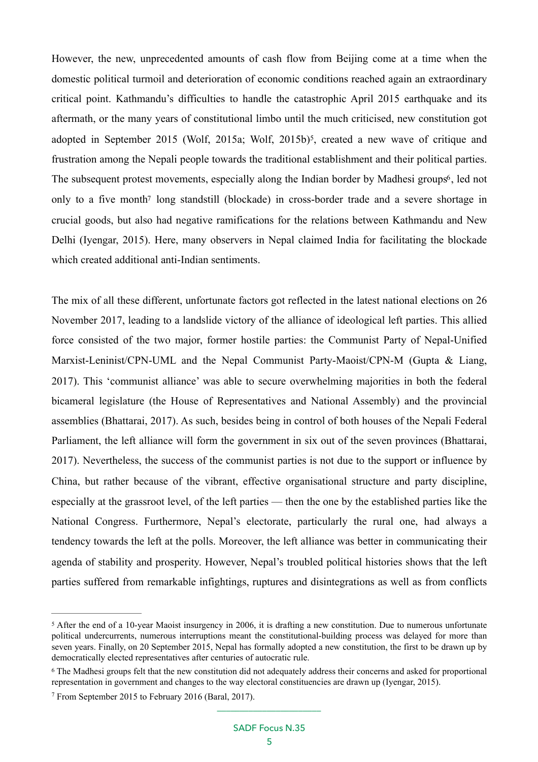However, the new, unprecedented amounts of cash flow from Beijing come at a time when the domestic political turmoil and deterioration of economic conditions reached again an extraordinary critical point. Kathmandu's difficulties to handle the catastrophic April 2015 earthquake and its aftermath, or the many years of constitutional limbo until the much criticised, new constitution got adopted in September 2015 (Wolf, 2015a; Wolf, 2015b)[5], created a new wave of critique and frustration among the Nepali people towards the traditional establishment and their political parties. The subsequent protest movements, especially along the Indian border by Madhesi groups[6], led not only to a five month[7] long standstill (blockade) in cross-border trade and a severe shortage in crucial goods, but also had negative ramifications for the relations between Kathmandu and New Delhi (Iyengar, 2015). Here, many observers in Nepal claimed India for facilitating the blockade which created additional anti-Indian sentiments.

The mix of all these different, unfortunate factors got reflected in the latest national elections on 26 November 2017, leading to a landslide victory of the alliance of ideological left parties. This allied force consisted of the two major, former hostile parties: the Communist Party of Nepal-Unified Marxist-Leninist/CPN-UML and the Nepal Communist Party-Maoist/CPN-M (Gupta & Liang, 2017). This 'communist alliance' was able to secure overwhelming majorities in both the federal bicameral legislature (the House of Representatives and National Assembly) and the provincial assemblies (Bhattarai, 2017). As such, besides being in control of both houses of the Nepali Federal Parliament, the left alliance will form the government in six out of the seven provinces (Bhattarai, 2017). Nevertheless, the success of the communist parties is not due to the support or influence by China, but rather because of the vibrant, effective organisational structure and party discipline, especially at the grassroot level, of the left parties — then the one by the established parties like the National Congress. Furthermore, Nepal's electorate, particularly the rural one, had always a tendency towards the left at the polls. Moreover, the left alliance was better in communicating their agenda of stability and prosperity. However, Nepal's troubled political histories shows that the left parties suffered from remarkable infightings, ruptures and disintegrations as well as from conflicts

---

[5] After the end of a 10-year Maoist insurgency in 2006, it is drafting a new constitution. Due to numerous unfortunate political undercurrents, numerous interruptions meant the constitutional-building process was delayed for more than seven years. Finally, on 20 September 2015, Nepal has formally adopted a new constitution, the first to be drawn up by democratically elected representatives after centuries of autocratic rule.

[6] The Madhesi groups felt that the new constitution did not adequately address their concerns and asked for proportional representation in government and changes to the way electoral constituencies are drawn up (Iyengar, 2015).

[7] From September 2015 to February 2016 (Baral, 2017).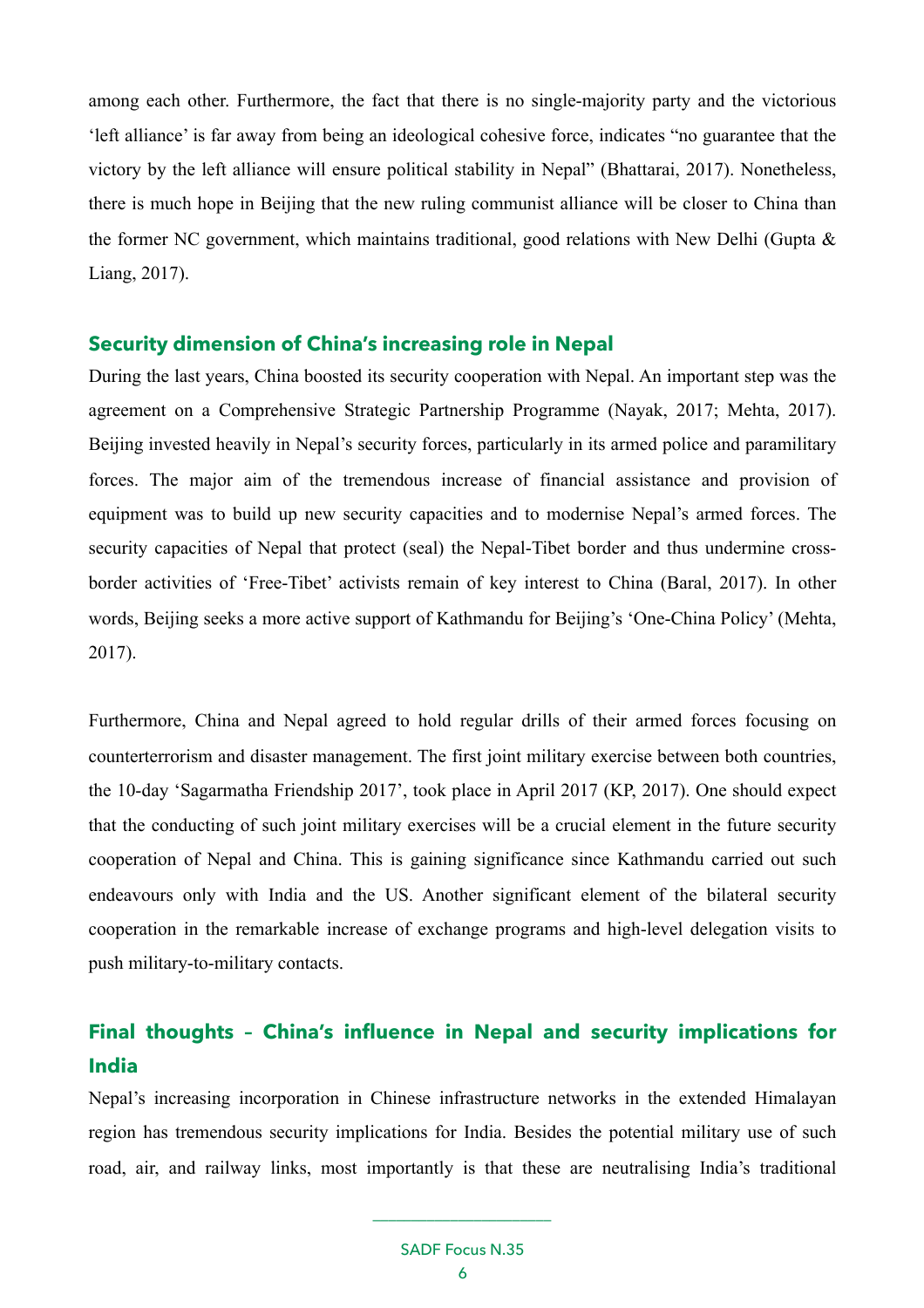among each other. Furthermore, the fact that there is no single-majority party and the victorious 'left alliance' is far away from being an ideological cohesive force, indicates "no guarantee that the victory by the left alliance will ensure political stability in Nepal" (Bhattarai, 2017). Nonetheless, there is much hope in Beijing that the new ruling communist alliance will be closer to China than the former NC government, which maintains traditional, good relations with New Delhi (Gupta & Liang, 2017).

## Security dimension of China's increasing role in Nepal

During the last years, China boosted its security cooperation with Nepal. An important step was the agreement on a Comprehensive Strategic Partnership Programme (Nayak, 2017; Mehta, 2017). Beijing invested heavily in Nepal's security forces, particularly in its armed police and paramilitary forces. The major aim of the tremendous increase of financial assistance and provision of equipment was to build up new security capacities and to modernise Nepal's armed forces. The security capacities of Nepal that protect (seal) the Nepal-Tibet border and thus undermine cross-border activities of 'Free-Tibet' activists remain of key interest to China (Baral, 2017). In other words, Beijing seeks a more active support of Kathmandu for Beijing's 'One-China Policy' (Mehta, 2017).

Furthermore, China and Nepal agreed to hold regular drills of their armed forces focusing on counterterrorism and disaster management. The first joint military exercise between both countries, the 10-day 'Sagarmatha Friendship 2017', took place in April 2017 (KP, 2017). One should expect that the conducting of such joint military exercises will be a crucial element in the future security cooperation of Nepal and China. This is gaining significance since Kathmandu carried out such endeavours only with India and the US. Another significant element of the bilateral security cooperation in the remarkable increase of exchange programs and high-level delegation visits to push military-to-military contacts.

## Final thoughts – China's influence in Nepal and security implications for India

Nepal's increasing incorporation in Chinese infrastructure networks in the extended Himalayan region has tremendous security implications for India. Besides the potential military use of such road, air, and railway links, most importantly is that these are neutralising India's traditional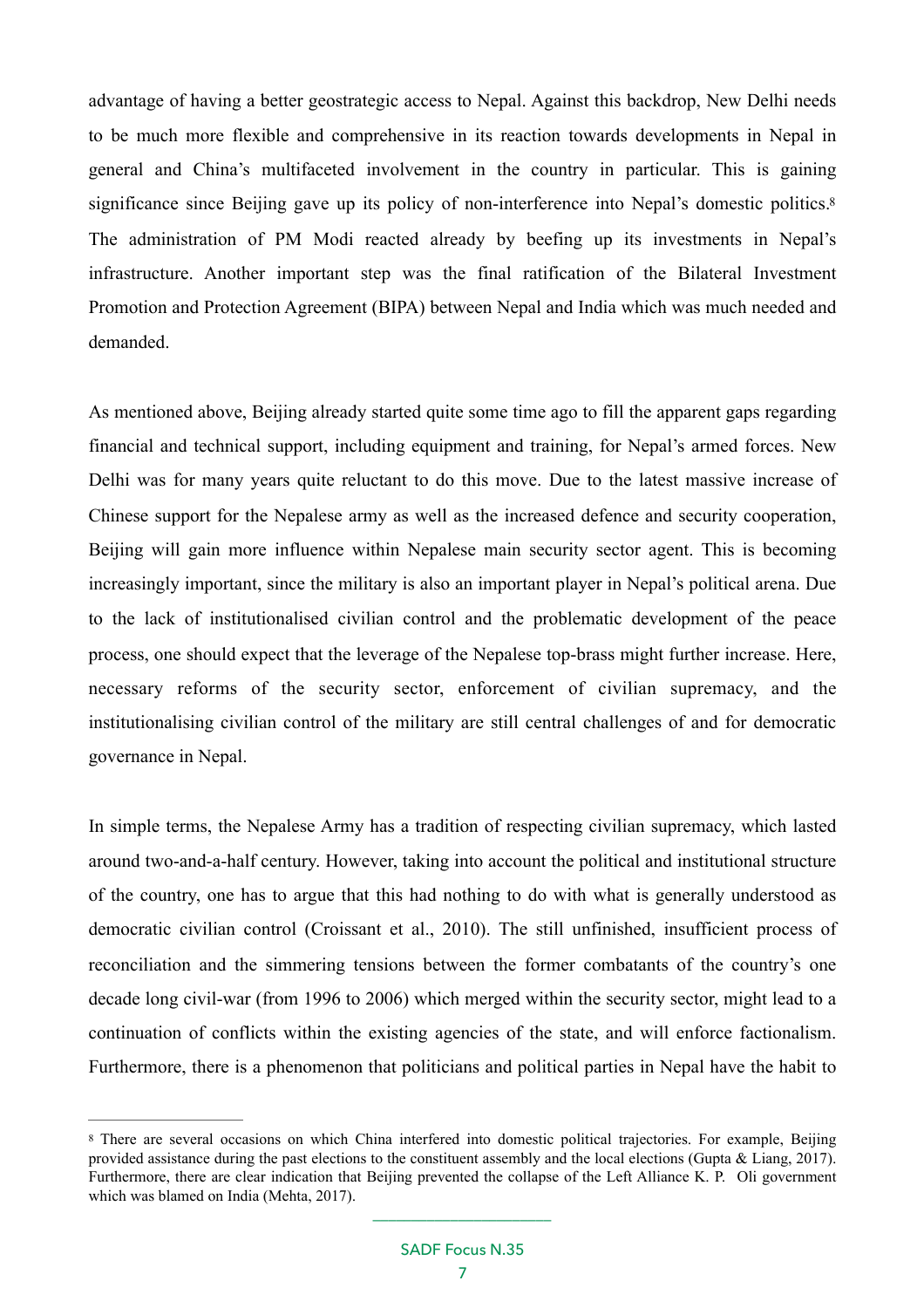advantage of having a better geostrategic access to Nepal. Against this backdrop, New Delhi needs to be much more flexible and comprehensive in its reaction towards developments in Nepal in general and China's multifaceted involvement in the country in particular. This is gaining significance since Beijing gave up its policy of non-interference into Nepal's domestic politics.[8] The administration of PM Modi reacted already by beefing up its investments in Nepal's infrastructure. Another important step was the final ratification of the Bilateral Investment Promotion and Protection Agreement (BIPA) between Nepal and India which was much needed and demanded.

As mentioned above, Beijing already started quite some time ago to fill the apparent gaps regarding financial and technical support, including equipment and training, for Nepal's armed forces. New Delhi was for many years quite reluctant to do this move. Due to the latest massive increase of Chinese support for the Nepalese army as well as the increased defence and security cooperation, Beijing will gain more influence within Nepalese main security sector agent. This is becoming increasingly important, since the military is also an important player in Nepal's political arena. Due to the lack of institutionalised civilian control and the problematic development of the peace process, one should expect that the leverage of the Nepalese top-brass might further increase. Here, necessary reforms of the security sector, enforcement of civilian supremacy, and the institutionalising civilian control of the military are still central challenges of and for democratic governance in Nepal.

In simple terms, the Nepalese Army has a tradition of respecting civilian supremacy, which lasted around two-and-a-half century. However, taking into account the political and institutional structure of the country, one has to argue that this had nothing to do with what is generally understood as democratic civilian control (Croissant et al., 2010). The still unfinished, insufficient process of reconciliation and the simmering tensions between the former combatants of the country's one decade long civil-war (from 1996 to 2006) which merged within the security sector, might lead to a continuation of conflicts within the existing agencies of the state, and will enforce factionalism. Furthermore, there is a phenomenon that politicians and political parties in Nepal have the habit to

---

[8] There are several occasions on which China interfered into domestic political trajectories. For example, Beijing provided assistance during the past elections to the constituent assembly and the local elections (Gupta & Liang, 2017). Furthermore, there are clear indication that Beijing prevented the collapse of the Left Alliance K. P. Oli government which was blamed on India (Mehta, 2017).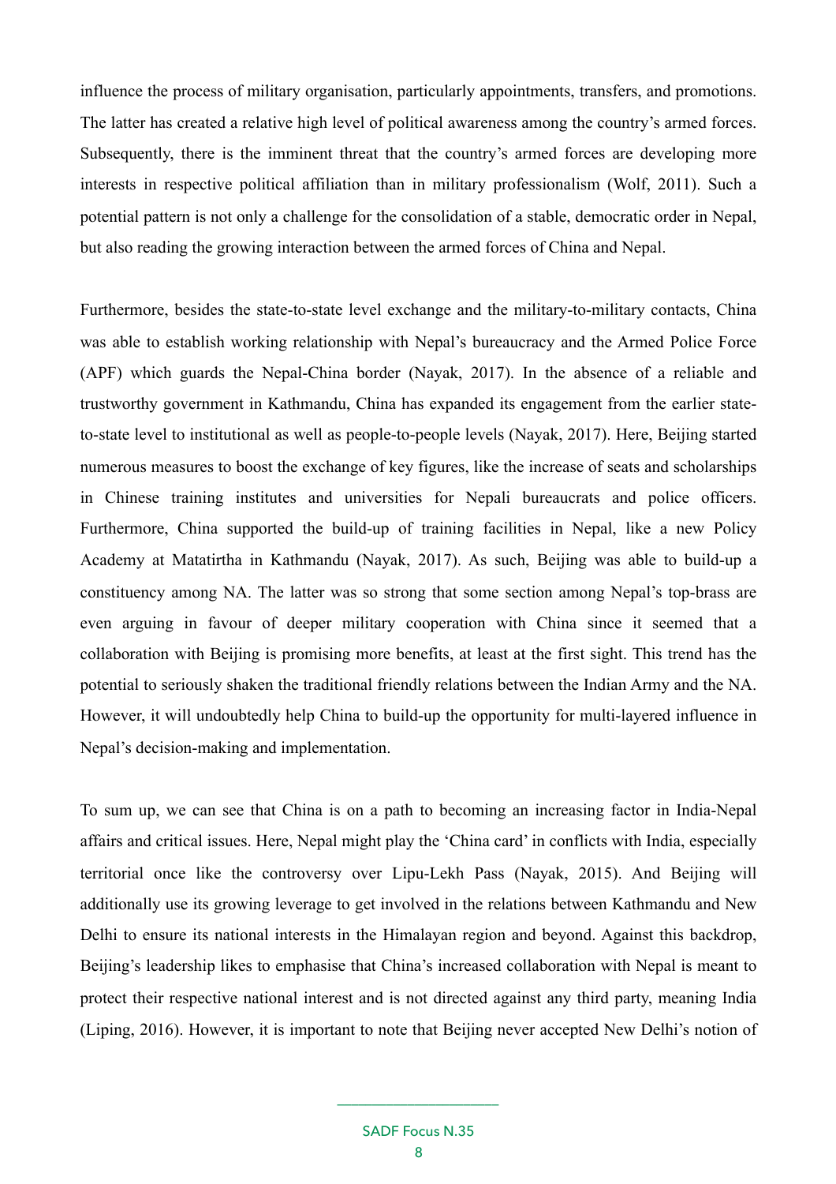influence the process of military organisation, particularly appointments, transfers, and promotions. The latter has created a relative high level of political awareness among the country's armed forces. Subsequently, there is the imminent threat that the country's armed forces are developing more interests in respective political affiliation than in military professionalism (Wolf, 2011). Such a potential pattern is not only a challenge for the consolidation of a stable, democratic order in Nepal, but also reading the growing interaction between the armed forces of China and Nepal.

Furthermore, besides the state-to-state level exchange and the military-to-military contacts, China was able to establish working relationship with Nepal's bureaucracy and the Armed Police Force (APF) which guards the Nepal-China border (Nayak, 2017). In the absence of a reliable and trustworthy government in Kathmandu, China has expanded its engagement from the earlier state-to-state level to institutional as well as people-to-people levels (Nayak, 2017). Here, Beijing started numerous measures to boost the exchange of key figures, like the increase of seats and scholarships in Chinese training institutes and universities for Nepali bureaucrats and police officers. Furthermore, China supported the build-up of training facilities in Nepal, like a new Policy Academy at Matatirtha in Kathmandu (Nayak, 2017). As such, Beijing was able to build-up a constituency among NA. The latter was so strong that some section among Nepal's top-brass are even arguing in favour of deeper military cooperation with China since it seemed that a collaboration with Beijing is promising more benefits, at least at the first sight. This trend has the potential to seriously shaken the traditional friendly relations between the Indian Army and the NA. However, it will undoubtedly help China to build-up the opportunity for multi-layered influence in Nepal's decision-making and implementation.

To sum up, we can see that China is on a path to becoming an increasing factor in India-Nepal affairs and critical issues. Here, Nepal might play the 'China card' in conflicts with India, especially territorial once like the controversy over Lipu-Lekh Pass (Nayak, 2015). And Beijing will additionally use its growing leverage to get involved in the relations between Kathmandu and New Delhi to ensure its national interests in the Himalayan region and beyond. Against this backdrop, Beijing's leadership likes to emphasise that China's increased collaboration with Nepal is meant to protect their respective national interest and is not directed against any third party, meaning India (Liping, 2016). However, it is important to note that Beijing never accepted New Delhi's notion of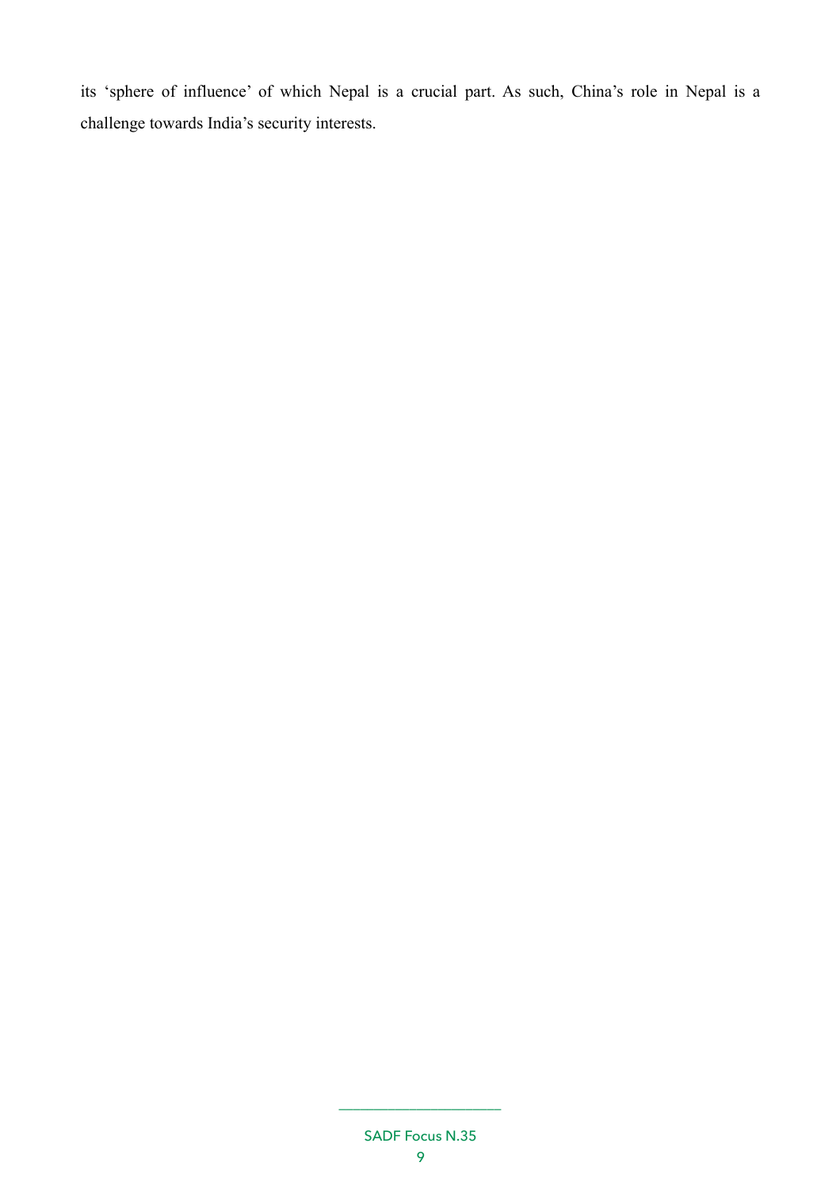its 'sphere of influence' of which Nepal is a crucial part. As such, China's role in Nepal is a challenge towards India's security interests.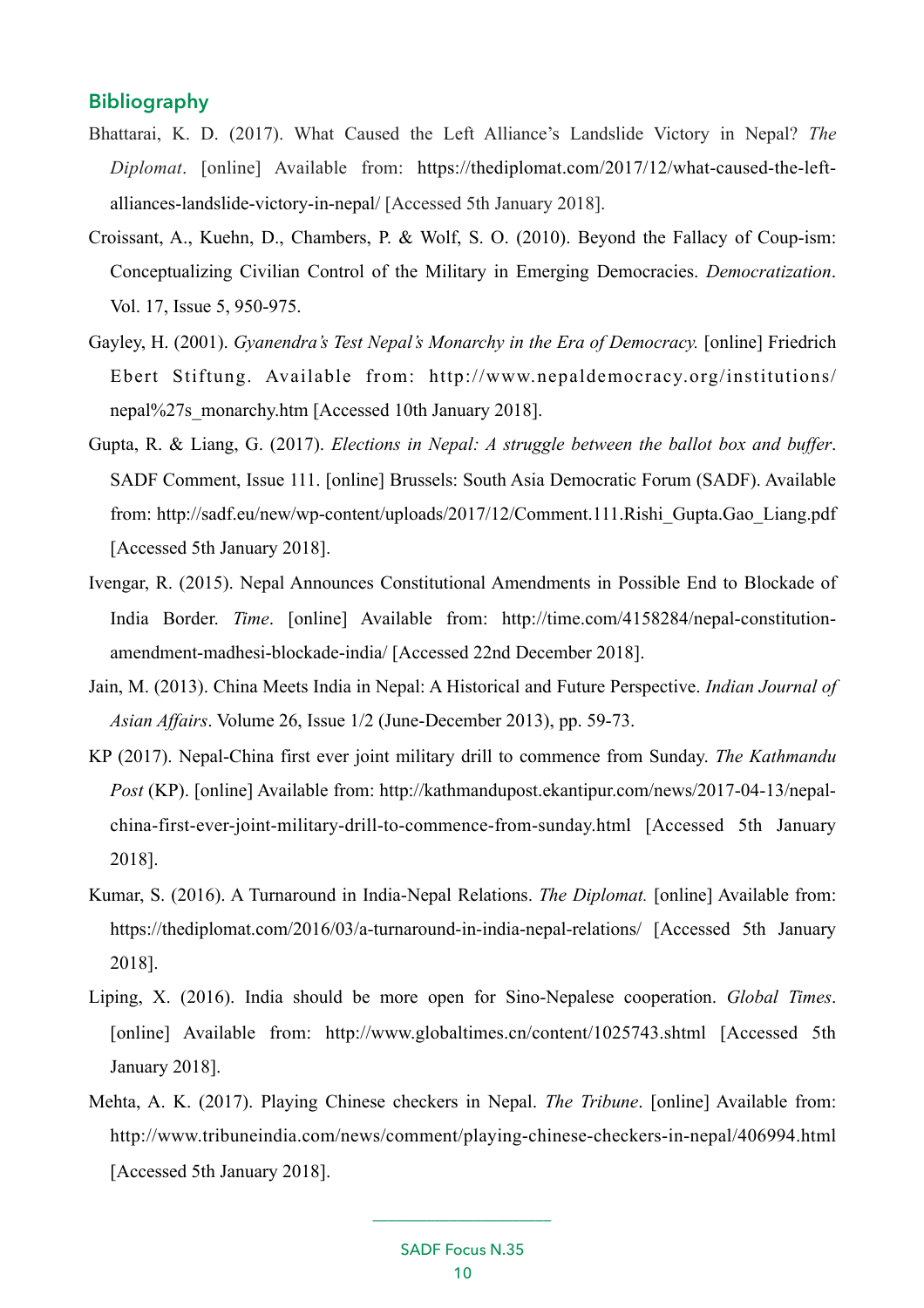## Bibliography

Bhattarai, K. D. (2017). What Caused the Left Alliance's Landslide Victory in Nepal? *The Diplomat*. [online] Available from: https://thediplomat.com/2017/12/what-caused-the-left-alliances-landslide-victory-in-nepal/ [Accessed 5th January 2018].

Croissant, A., Kuehn, D., Chambers, P. & Wolf, S. O. (2010). Beyond the Fallacy of Coup-ism: Conceptualizing Civilian Control of the Military in Emerging Democracies. *Democratization*. Vol. 17, Issue 5, 950-975.

Gayley, H. (2001). *Gyanendra's Test Nepal's Monarchy in the Era of Democracy.* [online] Friedrich Ebert Stiftung. Available from: http://www.nepaldemocracy.org/institutions/nepal%27s_monarchy.htm [Accessed 10th January 2018].

Gupta, R. & Liang, G. (2017). *Elections in Nepal: A struggle between the ballot box and buffer*. SADF Comment, Issue 111. [online] Brussels: South Asia Democratic Forum (SADF). Available from: http://sadf.eu/new/wp-content/uploads/2017/12/Comment.111.Rishi_Gupta.Gao_Liang.pdf [Accessed 5th January 2018].

Ivengar, R. (2015). Nepal Announces Constitutional Amendments in Possible End to Blockade of India Border. *Time*. [online] Available from: http://time.com/4158284/nepal-constitution-amendment-madhesi-blockade-india/ [Accessed 22nd December 2018].

Jain, M. (2013). China Meets India in Nepal: A Historical and Future Perspective. *Indian Journal of Asian Affairs*. Volume 26, Issue 1/2 (June-December 2013), pp. 59-73.

KP (2017). Nepal-China first ever joint military drill to commence from Sunday. *The Kathmandu Post* (KP). [online] Available from: http://kathmandupost.ekantipur.com/news/2017-04-13/nepal-china-first-ever-joint-military-drill-to-commence-from-sunday.html [Accessed 5th January 2018].

Kumar, S. (2016). A Turnaround in India-Nepal Relations. *The Diplomat.* [online] Available from: https://thediplomat.com/2016/03/a-turnaround-in-india-nepal-relations/ [Accessed 5th January 2018].

Liping, X. (2016). India should be more open for Sino-Nepalese cooperation. *Global Times*. [online] Available from: http://www.globaltimes.cn/content/1025743.shtml [Accessed 5th January 2018].

Mehta, A. K. (2017). Playing Chinese checkers in Nepal. *The Tribune*. [online] Available from: http://www.tribuneindia.com/news/comment/playing-chinese-checkers-in-nepal/406994.html [Accessed 5th January 2018].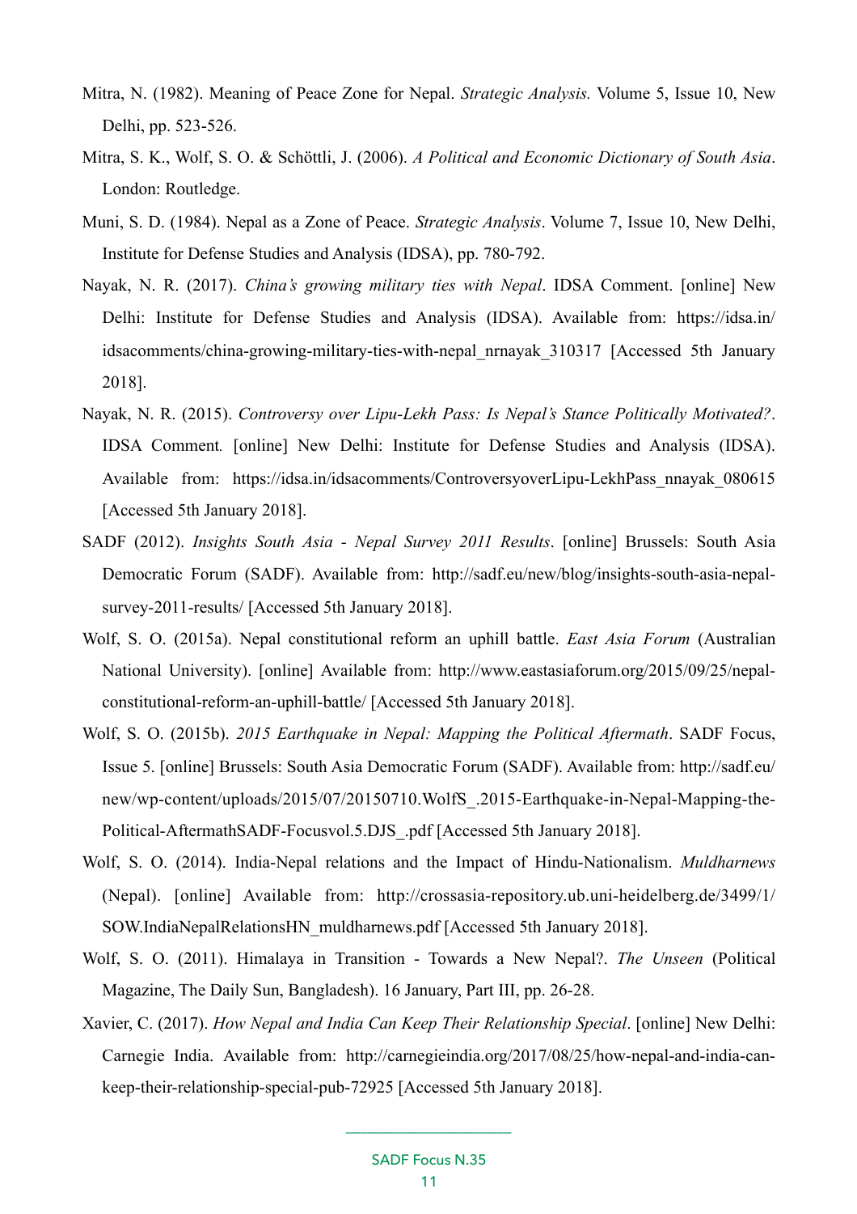Mitra, N. (1982). Meaning of Peace Zone for Nepal. *Strategic Analysis.* Volume 5, Issue 10, New Delhi, pp. 523-526.

Mitra, S. K., Wolf, S. O. & Schöttli, J. (2006). *A Political and Economic Dictionary of South Asia*. London: Routledge.

Muni, S. D. (1984). Nepal as a Zone of Peace. *Strategic Analysis*. Volume 7, Issue 10, New Delhi, Institute for Defense Studies and Analysis (IDSA), pp. 780-792.

Nayak, N. R. (2017). *China's growing military ties with Nepal*. IDSA Comment. [online] New Delhi: Institute for Defense Studies and Analysis (IDSA). Available from: https://idsa.in/idsacomments/china-growing-military-ties-with-nepal_nrnayak_310317 [Accessed 5th January 2018].

Nayak, N. R. (2015). *Controversy over Lipu-Lekh Pass: Is Nepal's Stance Politically Motivated?*. IDSA Comment*.* [online] New Delhi: Institute for Defense Studies and Analysis (IDSA). Available from: https://idsa.in/idsacomments/ControversyoverLipu-LekhPass_nnayak_080615 [Accessed 5th January 2018].

SADF (2012). *Insights South Asia - Nepal Survey 2011 Results*. [online] Brussels: South Asia Democratic Forum (SADF). Available from: http://sadf.eu/new/blog/insights-south-asia-nepal-survey-2011-results/ [Accessed 5th January 2018].

Wolf, S. O. (2015a). Nepal constitutional reform an uphill battle. *East Asia Forum* (Australian National University). [online] Available from: http://www.eastasiaforum.org/2015/09/25/nepal-constitutional-reform-an-uphill-battle/ [Accessed 5th January 2018].

Wolf, S. O. (2015b). *2015 Earthquake in Nepal: Mapping the Political Aftermath*. SADF Focus, Issue 5. [online] Brussels: South Asia Democratic Forum (SADF). Available from: http://sadf.eu/new/wp-content/uploads/2015/07/20150710.WolfS_.2015-Earthquake-in-Nepal-Mapping-the-Political-AftermathSADF-Focusvol.5.DJS_.pdf [Accessed 5th January 2018].

Wolf, S. O. (2014). India-Nepal relations and the Impact of Hindu-Nationalism. *Muldharnews* (Nepal). [online] Available from: http://crossasia-repository.ub.uni-heidelberg.de/3499/1/SOW.IndiaNepalRelationsHN_muldharnews.pdf [Accessed 5th January 2018].

Wolf, S. O. (2011). Himalaya in Transition - Towards a New Nepal?. *The Unseen* (Political Magazine, The Daily Sun, Bangladesh). 16 January, Part III, pp. 26-28.

Xavier, C. (2017). *How Nepal and India Can Keep Their Relationship Special*. [online] New Delhi: Carnegie India. Available from: http://carnegieindia.org/2017/08/25/how-nepal-and-india-can-keep-their-relationship-special-pub-72925 [Accessed 5th January 2018].